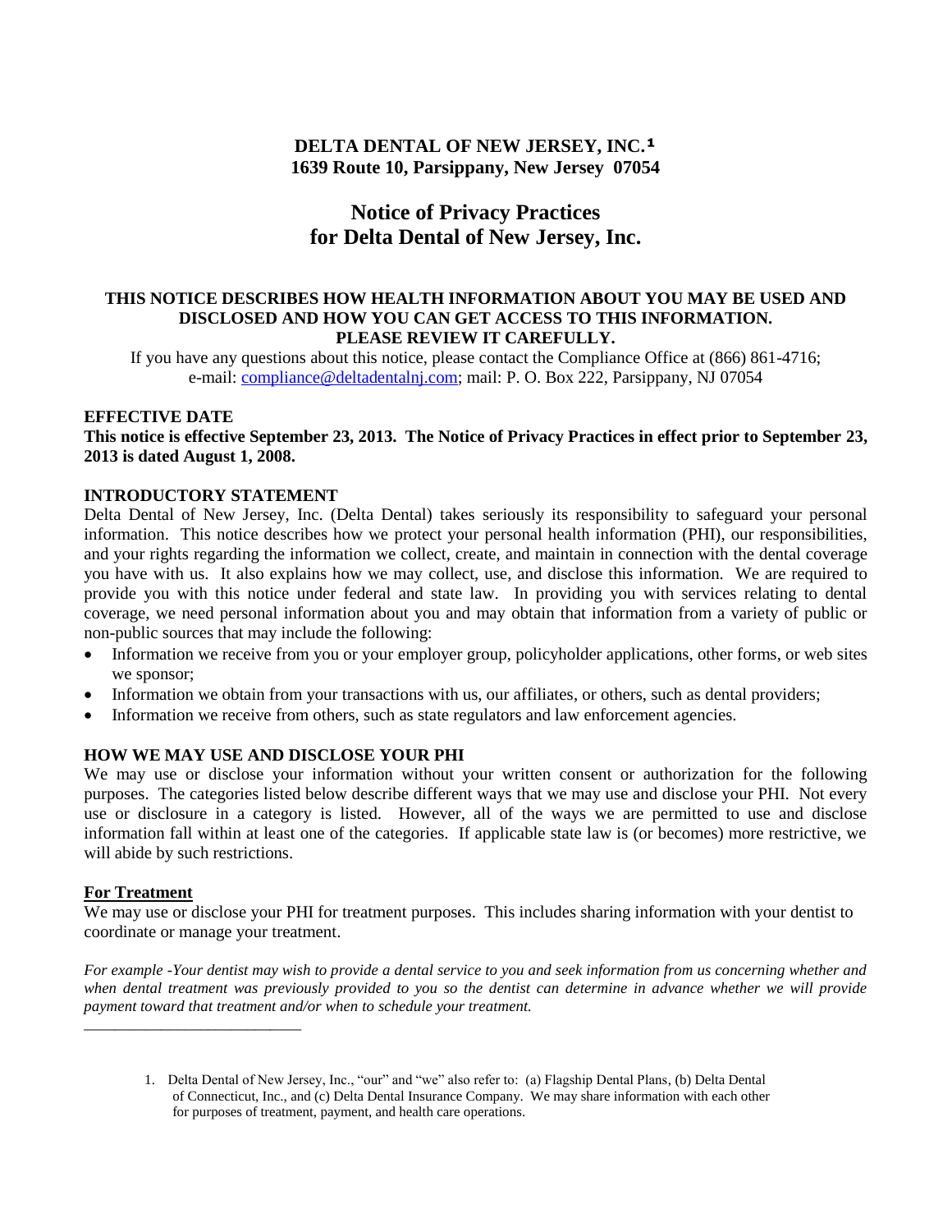# DELTA DENTAL OF NEW JERSEY, INC.[1]
**1639 Route 10, Parsippany, New Jersey 07054**

## Notice of Privacy Practices for Delta Dental of New Jersey, Inc.

**THIS NOTICE DESCRIBES HOW HEALTH INFORMATION ABOUT YOU MAY BE USED AND DISCLOSED AND HOW YOU CAN GET ACCESS TO THIS INFORMATION. PLEASE REVIEW IT CAREFULLY.**

If you have any questions about this notice, please contact the Compliance Office at (866) 861-4716; e-mail: compliance@deltadentalnj.com; mail: P. O. Box 222, Parsippany, NJ 07054

### EFFECTIVE DATE

**This notice is effective September 23, 2013. The Notice of Privacy Practices in effect prior to September 23, 2013 is dated August 1, 2008.**

### INTRODUCTORY STATEMENT

Delta Dental of New Jersey, Inc. (Delta Dental) takes seriously its responsibility to safeguard your personal information. This notice describes how we protect your personal health information (PHI), our responsibilities, and your rights regarding the information we collect, create, and maintain in connection with the dental coverage you have with us. It also explains how we may collect, use, and disclose this information. We are required to provide you with this notice under federal and state law. In providing you with services relating to dental coverage, we need personal information about you and may obtain that information from a variety of public or non-public sources that may include the following:

- Information we receive from you or your employer group, policyholder applications, other forms, or web sites we sponsor;
- Information we obtain from your transactions with us, our affiliates, or others, such as dental providers;
- Information we receive from others, such as state regulators and law enforcement agencies.

### HOW WE MAY USE AND DISCLOSE YOUR PHI

We may use or disclose your information without your written consent or authorization for the following purposes. The categories listed below describe different ways that we may use and disclose your PHI. Not every use or disclosure in a category is listed. However, all of the ways we are permitted to use and disclose information fall within at least one of the categories. If applicable state law is (or becomes) more restrictive, we will abide by such restrictions.

#### For Treatment

We may use or disclose your PHI for treatment purposes. This includes sharing information with your dentist to coordinate or manage your treatment.

*For example -Your dentist may wish to provide a dental service to you and seek information from us concerning whether and when dental treatment was previously provided to you so the dentist can determine in advance whether we will provide payment toward that treatment and/or when to schedule your treatment.*

---

1. Delta Dental of New Jersey, Inc., "our" and "we" also refer to: (a) Flagship Dental Plans, (b) Delta Dental of Connecticut, Inc., and (c) Delta Dental Insurance Company. We may share information with each other for purposes of treatment, payment, and health care operations.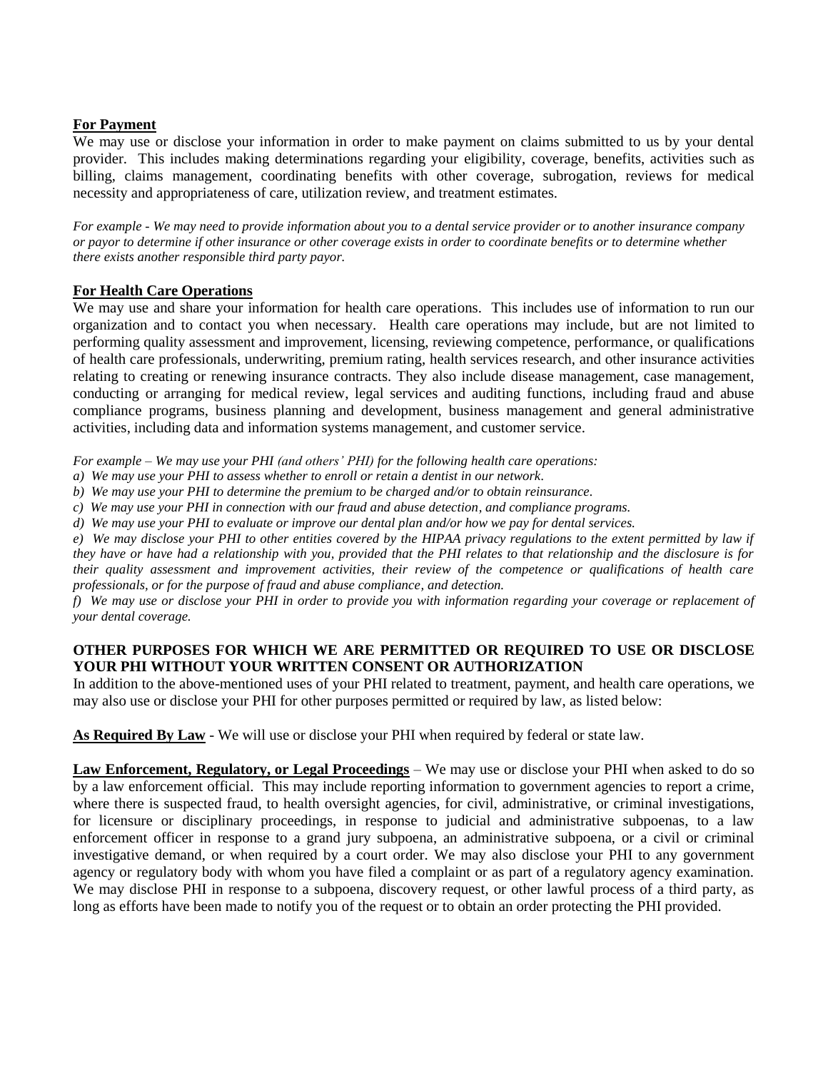**For Payment**

We may use or disclose your information in order to make payment on claims submitted to us by your dental provider. This includes making determinations regarding your eligibility, coverage, benefits, activities such as billing, claims management, coordinating benefits with other coverage, subrogation, reviews for medical necessity and appropriateness of care, utilization review, and treatment estimates.

*For example - We may need to provide information about you to a dental service provider or to another insurance company or payor to determine if other insurance or other coverage exists in order to coordinate benefits or to determine whether there exists another responsible third party payor.*

**For Health Care Operations**

We may use and share your information for health care operations. This includes use of information to run our organization and to contact you when necessary. Health care operations may include, but are not limited to performing quality assessment and improvement, licensing, reviewing competence, performance, or qualifications of health care professionals, underwriting, premium rating, health services research, and other insurance activities relating to creating or renewing insurance contracts. They also include disease management, case management, conducting or arranging for medical review, legal services and auditing functions, including fraud and abuse compliance programs, business planning and development, business management and general administrative activities, including data and information systems management, and customer service.

*For example – We may use your PHI (and others' PHI) for the following health care operations:*

*a) We may use your PHI to assess whether to enroll or retain a dentist in our network.*

*b) We may use your PHI to determine the premium to be charged and/or to obtain reinsurance.*

*c) We may use your PHI in connection with our fraud and abuse detection, and compliance programs.*

*d) We may use your PHI to evaluate or improve our dental plan and/or how we pay for dental services.*

*e) We may disclose your PHI to other entities covered by the HIPAA privacy regulations to the extent permitted by law if they have or have had a relationship with you, provided that the PHI relates to that relationship and the disclosure is for their quality assessment and improvement activities, their review of the competence or qualifications of health care professionals, or for the purpose of fraud and abuse compliance, and detection.*

*f) We may use or disclose your PHI in order to provide you with information regarding your coverage or replacement of your dental coverage.*

**OTHER PURPOSES FOR WHICH WE ARE PERMITTED OR REQUIRED TO USE OR DISCLOSE YOUR PHI WITHOUT YOUR WRITTEN CONSENT OR AUTHORIZATION**

In addition to the above-mentioned uses of your PHI related to treatment, payment, and health care operations, we may also use or disclose your PHI for other purposes permitted or required by law, as listed below:

**As Required By Law** - We will use or disclose your PHI when required by federal or state law.

**Law Enforcement, Regulatory, or Legal Proceedings** – We may use or disclose your PHI when asked to do so by a law enforcement official. This may include reporting information to government agencies to report a crime, where there is suspected fraud, to health oversight agencies, for civil, administrative, or criminal investigations, for licensure or disciplinary proceedings, in response to judicial and administrative subpoenas, to a law enforcement officer in response to a grand jury subpoena, an administrative subpoena, or a civil or criminal investigative demand, or when required by a court order. We may also disclose your PHI to any government agency or regulatory body with whom you have filed a complaint or as part of a regulatory agency examination. We may disclose PHI in response to a subpoena, discovery request, or other lawful process of a third party, as long as efforts have been made to notify you of the request or to obtain an order protecting the PHI provided.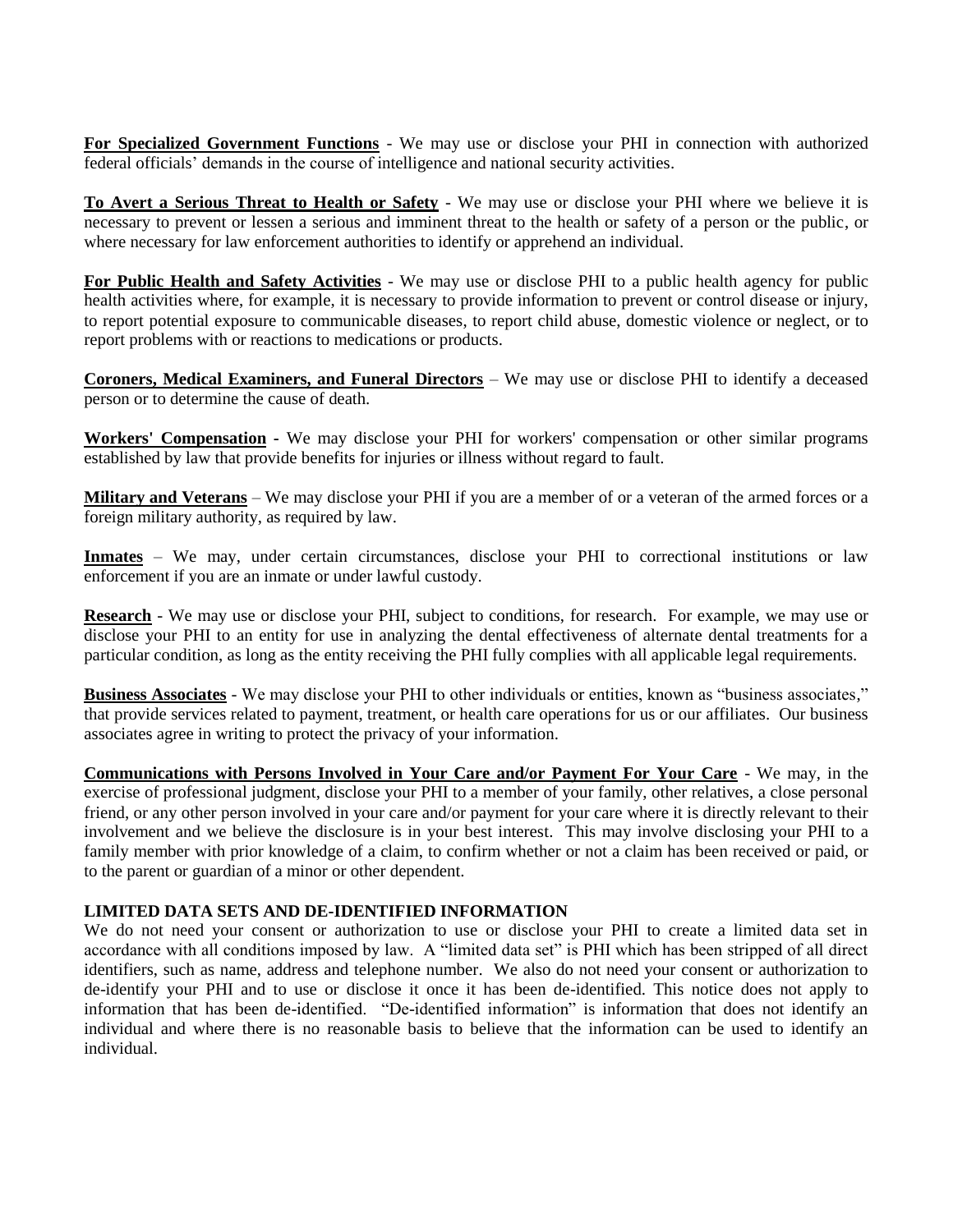**For Specialized Government Functions** - We may use or disclose your PHI in connection with authorized federal officials' demands in the course of intelligence and national security activities.

**To Avert a Serious Threat to Health or Safety** - We may use or disclose your PHI where we believe it is necessary to prevent or lessen a serious and imminent threat to the health or safety of a person or the public, or where necessary for law enforcement authorities to identify or apprehend an individual.

**For Public Health and Safety Activities** - We may use or disclose PHI to a public health agency for public health activities where, for example, it is necessary to provide information to prevent or control disease or injury, to report potential exposure to communicable diseases, to report child abuse, domestic violence or neglect, or to report problems with or reactions to medications or products.

**Coroners, Medical Examiners, and Funeral Directors** – We may use or disclose PHI to identify a deceased person or to determine the cause of death.

**Workers' Compensation** - We may disclose your PHI for workers' compensation or other similar programs established by law that provide benefits for injuries or illness without regard to fault.

**Military and Veterans** – We may disclose your PHI if you are a member of or a veteran of the armed forces or a foreign military authority, as required by law.

**Inmates** – We may, under certain circumstances, disclose your PHI to correctional institutions or law enforcement if you are an inmate or under lawful custody.

**Research** - We may use or disclose your PHI, subject to conditions, for research. For example, we may use or disclose your PHI to an entity for use in analyzing the dental effectiveness of alternate dental treatments for a particular condition, as long as the entity receiving the PHI fully complies with all applicable legal requirements.

**Business Associates** - We may disclose your PHI to other individuals or entities, known as "business associates," that provide services related to payment, treatment, or health care operations for us or our affiliates. Our business associates agree in writing to protect the privacy of your information.

**Communications with Persons Involved in Your Care and/or Payment For Your Care** - We may, in the exercise of professional judgment, disclose your PHI to a member of your family, other relatives, a close personal friend, or any other person involved in your care and/or payment for your care where it is directly relevant to their involvement and we believe the disclosure is in your best interest. This may involve disclosing your PHI to a family member with prior knowledge of a claim, to confirm whether or not a claim has been received or paid, or to the parent or guardian of a minor or other dependent.

**LIMITED DATA SETS AND DE-IDENTIFIED INFORMATION**

We do not need your consent or authorization to use or disclose your PHI to create a limited data set in accordance with all conditions imposed by law. A "limited data set" is PHI which has been stripped of all direct identifiers, such as name, address and telephone number. We also do not need your consent or authorization to de-identify your PHI and to use or disclose it once it has been de-identified. This notice does not apply to information that has been de-identified. "De-identified information" is information that does not identify an individual and where there is no reasonable basis to believe that the information can be used to identify an individual.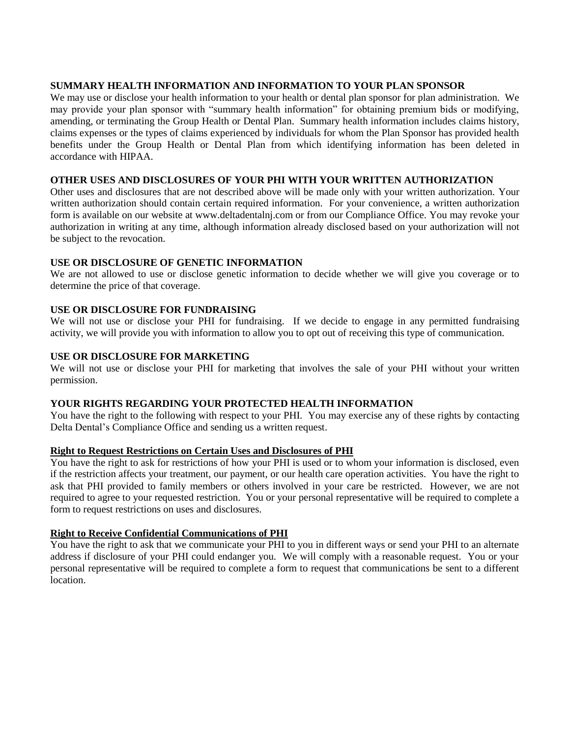## SUMMARY HEALTH INFORMATION AND INFORMATION TO YOUR PLAN SPONSOR

We may use or disclose your health information to your health or dental plan sponsor for plan administration. We may provide your plan sponsor with "summary health information" for obtaining premium bids or modifying, amending, or terminating the Group Health or Dental Plan. Summary health information includes claims history, claims expenses or the types of claims experienced by individuals for whom the Plan Sponsor has provided health benefits under the Group Health or Dental Plan from which identifying information has been deleted in accordance with HIPAA.

## OTHER USES AND DISCLOSURES OF YOUR PHI WITH YOUR WRITTEN AUTHORIZATION

Other uses and disclosures that are not described above will be made only with your written authorization. Your written authorization should contain certain required information. For your convenience, a written authorization form is available on our website at www.deltadentalnj.com or from our Compliance Office. You may revoke your authorization in writing at any time, although information already disclosed based on your authorization will not be subject to the revocation.

## USE OR DISCLOSURE OF GENETIC INFORMATION

We are not allowed to use or disclose genetic information to decide whether we will give you coverage or to determine the price of that coverage.

## USE OR DISCLOSURE FOR FUNDRAISING

We will not use or disclose your PHI for fundraising. If we decide to engage in any permitted fundraising activity, we will provide you with information to allow you to opt out of receiving this type of communication.

## USE OR DISCLOSURE FOR MARKETING

We will not use or disclose your PHI for marketing that involves the sale of your PHI without your written permission.

## YOUR RIGHTS REGARDING YOUR PROTECTED HEALTH INFORMATION

You have the right to the following with respect to your PHI. You may exercise any of these rights by contacting Delta Dental's Compliance Office and sending us a written request.

### Right to Request Restrictions on Certain Uses and Disclosures of PHI

You have the right to ask for restrictions of how your PHI is used or to whom your information is disclosed, even if the restriction affects your treatment, our payment, or our health care operation activities. You have the right to ask that PHI provided to family members or others involved in your care be restricted. However, we are not required to agree to your requested restriction. You or your personal representative will be required to complete a form to request restrictions on uses and disclosures.

### Right to Receive Confidential Communications of PHI

You have the right to ask that we communicate your PHI to you in different ways or send your PHI to an alternate address if disclosure of your PHI could endanger you. We will comply with a reasonable request. You or your personal representative will be required to complete a form to request that communications be sent to a different location.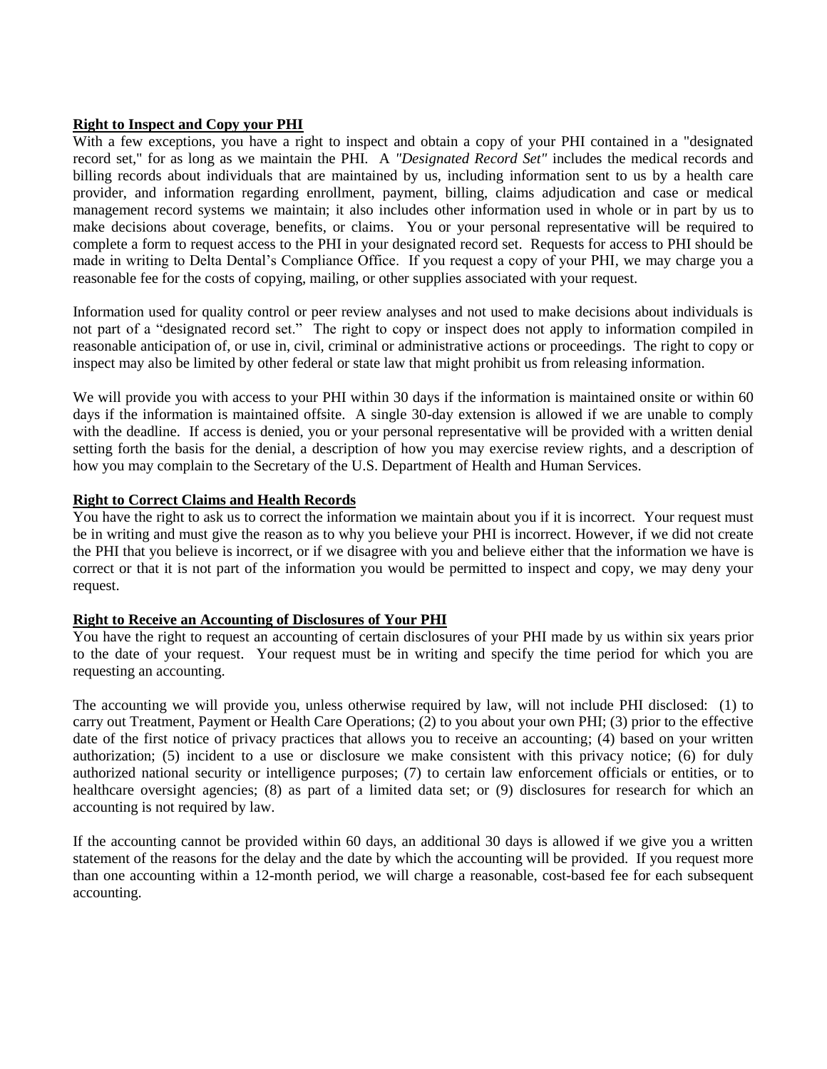**Right to Inspect and Copy your PHI**

With a few exceptions, you have a right to inspect and obtain a copy of your PHI contained in a "designated record set," for as long as we maintain the PHI. A *"Designated Record Set"* includes the medical records and billing records about individuals that are maintained by us, including information sent to us by a health care provider, and information regarding enrollment, payment, billing, claims adjudication and case or medical management record systems we maintain; it also includes other information used in whole or in part by us to make decisions about coverage, benefits, or claims. You or your personal representative will be required to complete a form to request access to the PHI in your designated record set. Requests for access to PHI should be made in writing to Delta Dental's Compliance Office. If you request a copy of your PHI, we may charge you a reasonable fee for the costs of copying, mailing, or other supplies associated with your request.

Information used for quality control or peer review analyses and not used to make decisions about individuals is not part of a "designated record set." The right to copy or inspect does not apply to information compiled in reasonable anticipation of, or use in, civil, criminal or administrative actions or proceedings. The right to copy or inspect may also be limited by other federal or state law that might prohibit us from releasing information.

We will provide you with access to your PHI within 30 days if the information is maintained onsite or within 60 days if the information is maintained offsite. A single 30-day extension is allowed if we are unable to comply with the deadline. If access is denied, you or your personal representative will be provided with a written denial setting forth the basis for the denial, a description of how you may exercise review rights, and a description of how you may complain to the Secretary of the U.S. Department of Health and Human Services.

**Right to Correct Claims and Health Records**

You have the right to ask us to correct the information we maintain about you if it is incorrect. Your request must be in writing and must give the reason as to why you believe your PHI is incorrect. However, if we did not create the PHI that you believe is incorrect, or if we disagree with you and believe either that the information we have is correct or that it is not part of the information you would be permitted to inspect and copy, we may deny your request.

**Right to Receive an Accounting of Disclosures of Your PHI**

You have the right to request an accounting of certain disclosures of your PHI made by us within six years prior to the date of your request. Your request must be in writing and specify the time period for which you are requesting an accounting.

The accounting we will provide you, unless otherwise required by law, will not include PHI disclosed: (1) to carry out Treatment, Payment or Health Care Operations; (2) to you about your own PHI; (3) prior to the effective date of the first notice of privacy practices that allows you to receive an accounting; (4) based on your written authorization; (5) incident to a use or disclosure we make consistent with this privacy notice; (6) for duly authorized national security or intelligence purposes; (7) to certain law enforcement officials or entities, or to healthcare oversight agencies; (8) as part of a limited data set; or (9) disclosures for research for which an accounting is not required by law.

If the accounting cannot be provided within 60 days, an additional 30 days is allowed if we give you a written statement of the reasons for the delay and the date by which the accounting will be provided. If you request more than one accounting within a 12-month period, we will charge a reasonable, cost-based fee for each subsequent accounting.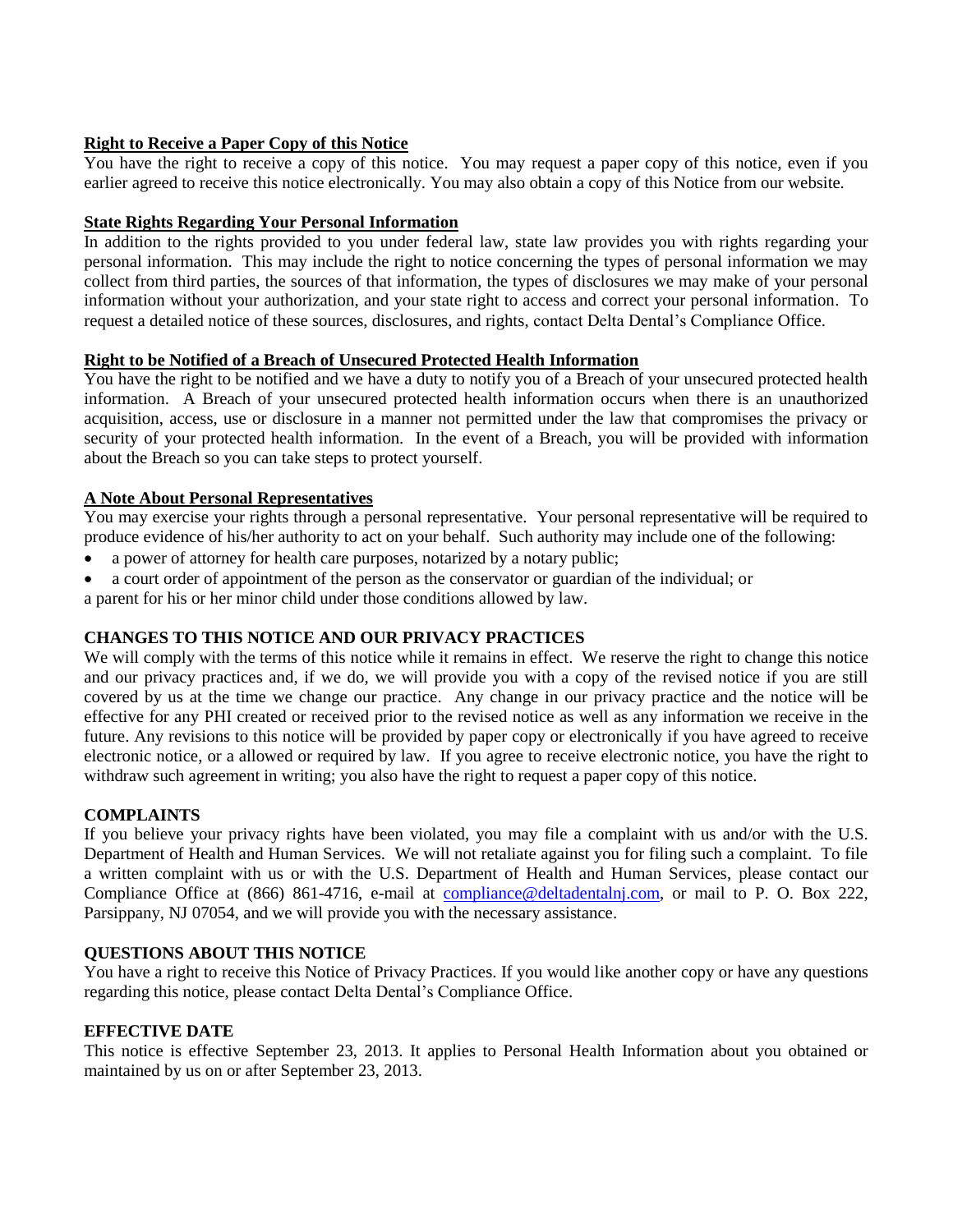**Right to Receive a Paper Copy of this Notice**

You have the right to receive a copy of this notice. You may request a paper copy of this notice, even if you earlier agreed to receive this notice electronically. You may also obtain a copy of this Notice from our website.

**State Rights Regarding Your Personal Information**

In addition to the rights provided to you under federal law, state law provides you with rights regarding your personal information. This may include the right to notice concerning the types of personal information we may collect from third parties, the sources of that information, the types of disclosures we may make of your personal information without your authorization, and your state right to access and correct your personal information. To request a detailed notice of these sources, disclosures, and rights, contact Delta Dental's Compliance Office.

**Right to be Notified of a Breach of Unsecured Protected Health Information**

You have the right to be notified and we have a duty to notify you of a Breach of your unsecured protected health information. A Breach of your unsecured protected health information occurs when there is an unauthorized acquisition, access, use or disclosure in a manner not permitted under the law that compromises the privacy or security of your protected health information. In the event of a Breach, you will be provided with information about the Breach so you can take steps to protect yourself.

**A Note About Personal Representatives**

You may exercise your rights through a personal representative. Your personal representative will be required to produce evidence of his/her authority to act on your behalf. Such authority may include one of the following:

- a power of attorney for health care purposes, notarized by a notary public;
- a court order of appointment of the person as the conservator or guardian of the individual; or

a parent for his or her minor child under those conditions allowed by law.

## CHANGES TO THIS NOTICE AND OUR PRIVACY PRACTICES

We will comply with the terms of this notice while it remains in effect. We reserve the right to change this notice and our privacy practices and, if we do, we will provide you with a copy of the revised notice if you are still covered by us at the time we change our practice. Any change in our privacy practice and the notice will be effective for any PHI created or received prior to the revised notice as well as any information we receive in the future. Any revisions to this notice will be provided by paper copy or electronically if you have agreed to receive electronic notice, or a allowed or required by law. If you agree to receive electronic notice, you have the right to withdraw such agreement in writing; you also have the right to request a paper copy of this notice.

## COMPLAINTS

If you believe your privacy rights have been violated, you may file a complaint with us and/or with the U.S. Department of Health and Human Services. We will not retaliate against you for filing such a complaint. To file a written complaint with us or with the U.S. Department of Health and Human Services, please contact our Compliance Office at (866) 861-4716, e-mail at compliance@deltadentalnj.com, or mail to P. O. Box 222, Parsippany, NJ 07054, and we will provide you with the necessary assistance.

## QUESTIONS ABOUT THIS NOTICE

You have a right to receive this Notice of Privacy Practices. If you would like another copy or have any questions regarding this notice, please contact Delta Dental's Compliance Office.

## EFFECTIVE DATE

This notice is effective September 23, 2013. It applies to Personal Health Information about you obtained or maintained by us on or after September 23, 2013.